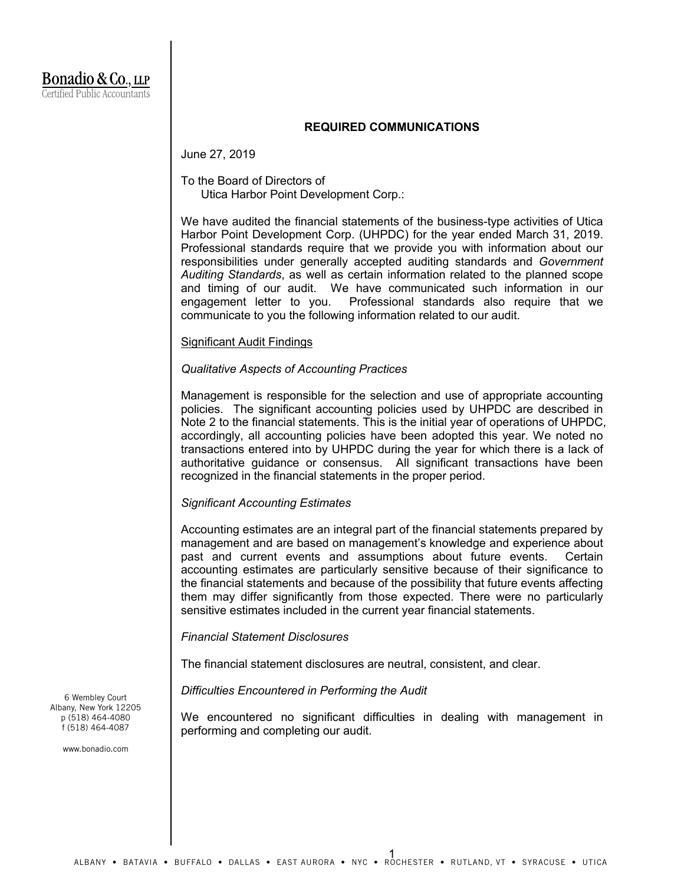**Bonadio & Co., LLP**
Certified Public Accountants

## REQUIRED COMMUNICATIONS

June 27, 2019

To the Board of Directors of
Utica Harbor Point Development Corp.:

We have audited the financial statements of the business-type activities of Utica Harbor Point Development Corp. (UHPDC) for the year ended March 31, 2019. Professional standards require that we provide you with information about our responsibilities under generally accepted auditing standards and *Government Auditing Standards*, as well as certain information related to the planned scope and timing of our audit. We have communicated such information in our engagement letter to you. Professional standards also require that we communicate to you the following information related to our audit.

### Significant Audit Findings

*Qualitative Aspects of Accounting Practices*

Management is responsible for the selection and use of appropriate accounting policies. The significant accounting policies used by UHPDC are described in Note 2 to the financial statements. This is the initial year of operations of UHPDC, accordingly, all accounting policies have been adopted this year. We noted no transactions entered into by UHPDC during the year for which there is a lack of authoritative guidance or consensus. All significant transactions have been recognized in the financial statements in the proper period.

*Significant Accounting Estimates*

Accounting estimates are an integral part of the financial statements prepared by management and are based on management's knowledge and experience about past and current events and assumptions about future events. Certain accounting estimates are particularly sensitive because of their significance to the financial statements and because of the possibility that future events affecting them may differ significantly from those expected. There were no particularly sensitive estimates included in the current year financial statements.

*Financial Statement Disclosures*

The financial statement disclosures are neutral, consistent, and clear.

*Difficulties Encountered in Performing the Audit*

We encountered no significant difficulties in dealing with management in performing and completing our audit.

6 Wembley Court
Albany, New York 12205
p (518) 464-4080
f (518) 464-4087

www.bonadio.com

ALBANY • BATAVIA • BUFFALO • DALLAS • EAST AURORA • NYC • ROCHESTER • RUTLAND, VT • SYRACUSE • UTICA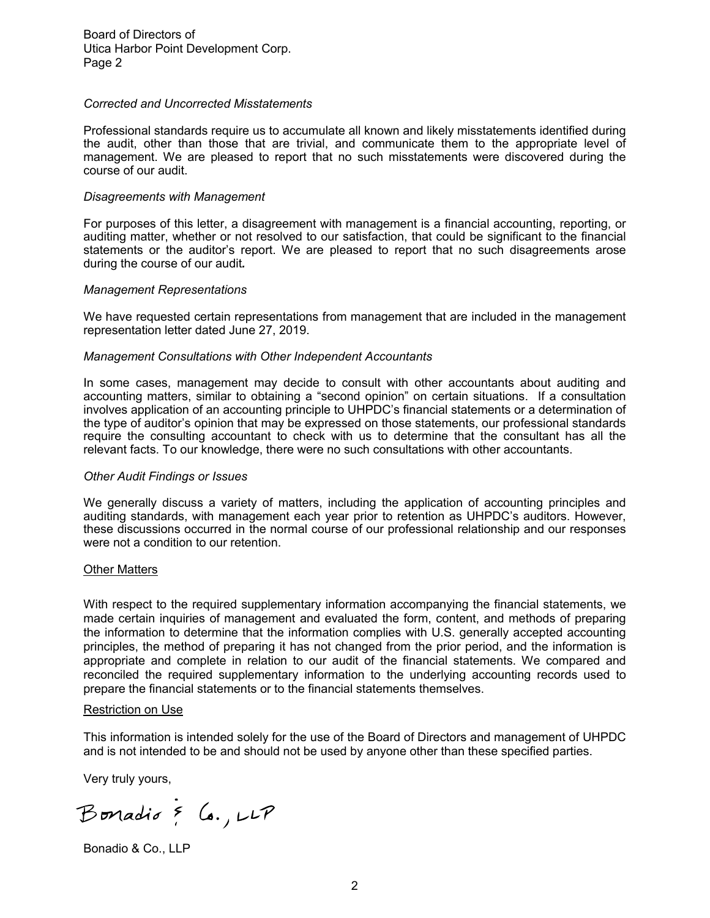Board of Directors of
Utica Harbor Point Development Corp.
Page 2

*Corrected and Uncorrected Misstatements*

Professional standards require us to accumulate all known and likely misstatements identified during the audit, other than those that are trivial, and communicate them to the appropriate level of management. We are pleased to report that no such misstatements were discovered during the course of our audit.

*Disagreements with Management*

For purposes of this letter, a disagreement with management is a financial accounting, reporting, or auditing matter, whether or not resolved to our satisfaction, that could be significant to the financial statements or the auditor's report. We are pleased to report that no such disagreements arose during the course of our audit.

*Management Representations*

We have requested certain representations from management that are included in the management representation letter dated June 27, 2019.

*Management Consultations with Other Independent Accountants*

In some cases, management may decide to consult with other accountants about auditing and accounting matters, similar to obtaining a "second opinion" on certain situations. If a consultation involves application of an accounting principle to UHPDC's financial statements or a determination of the type of auditor's opinion that may be expressed on those statements, our professional standards require the consulting accountant to check with us to determine that the consultant has all the relevant facts. To our knowledge, there were no such consultations with other accountants.

*Other Audit Findings or Issues*

We generally discuss a variety of matters, including the application of accounting principles and auditing standards, with management each year prior to retention as UHPDC's auditors. However, these discussions occurred in the normal course of our professional relationship and our responses were not a condition to our retention.

Other Matters

With respect to the required supplementary information accompanying the financial statements, we made certain inquiries of management and evaluated the form, content, and methods of preparing the information to determine that the information complies with U.S. generally accepted accounting principles, the method of preparing it has not changed from the prior period, and the information is appropriate and complete in relation to our audit of the financial statements. We compared and reconciled the required supplementary information to the underlying accounting records used to prepare the financial statements or to the financial statements themselves.

Restriction on Use

This information is intended solely for the use of the Board of Directors and management of UHPDC and is not intended to be and should not be used by anyone other than these specified parties.

Very truly yours,

Bonadio & Co., LLP

Bonadio & Co., LLP